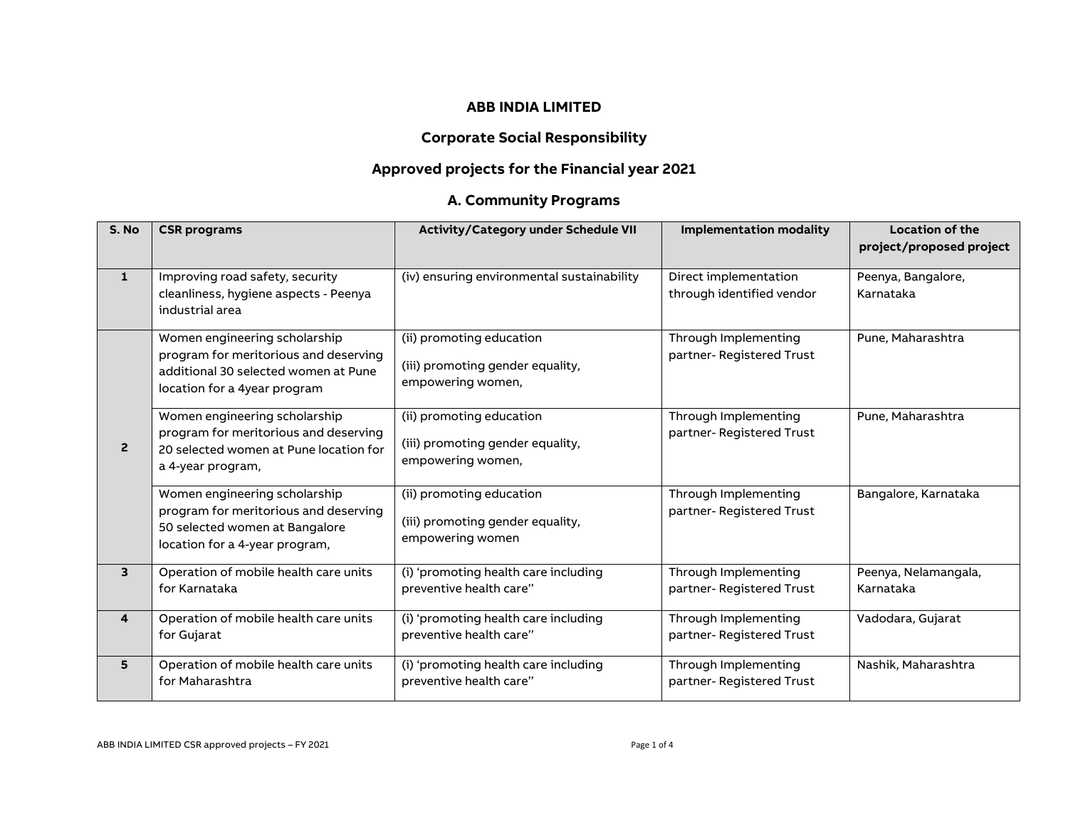# ABB INDIA LIMITED

## Corporate Social Responsibility

## Approved projects for the Financial year 2021

### A. Community Programs

| S. No | CSR programs | Activity/Category under Schedule VII | Implementation modality | Location of the project/proposed project |
|---|---|---|---|---|
| 1 | Improving road safety, security cleanliness, hygiene aspects - Peenya industrial area | (iv) ensuring environmental sustainability | Direct implementation through identified vendor | Peenya, Bangalore, Karnataka |
| 2 | Women engineering scholarship program for meritorious and deserving additional 30 selected women at Pune location for a 4year program | (ii) promoting education<br>(iii) promoting gender equality, empowering women, | Through Implementing partner- Registered Trust | Pune, Maharashtra |
| | Women engineering scholarship program for meritorious and deserving 20 selected women at Pune location for a 4-year program, | (ii) promoting education<br>(iii) promoting gender equality, empowering women, | Through Implementing partner- Registered Trust | Pune, Maharashtra |
| | Women engineering scholarship program for meritorious and deserving 50 selected women at Bangalore location for a 4-year program, | (ii) promoting education<br>(iii) promoting gender equality, empowering women | Through Implementing partner- Registered Trust | Bangalore, Karnataka |
| 3 | Operation of mobile health care units for Karnataka | (i) 'promoting health care including preventive health care'' | Through Implementing partner- Registered Trust | Peenya, Nelamangala, Karnataka |
| 4 | Operation of mobile health care units for Gujarat | (i) 'promoting health care including preventive health care'' | Through Implementing partner- Registered Trust | Vadodara, Gujarat |
| 5 | Operation of mobile health care units for Maharashtra | (i) 'promoting health care including preventive health care'' | Through Implementing partner- Registered Trust | Nashik, Maharashtra |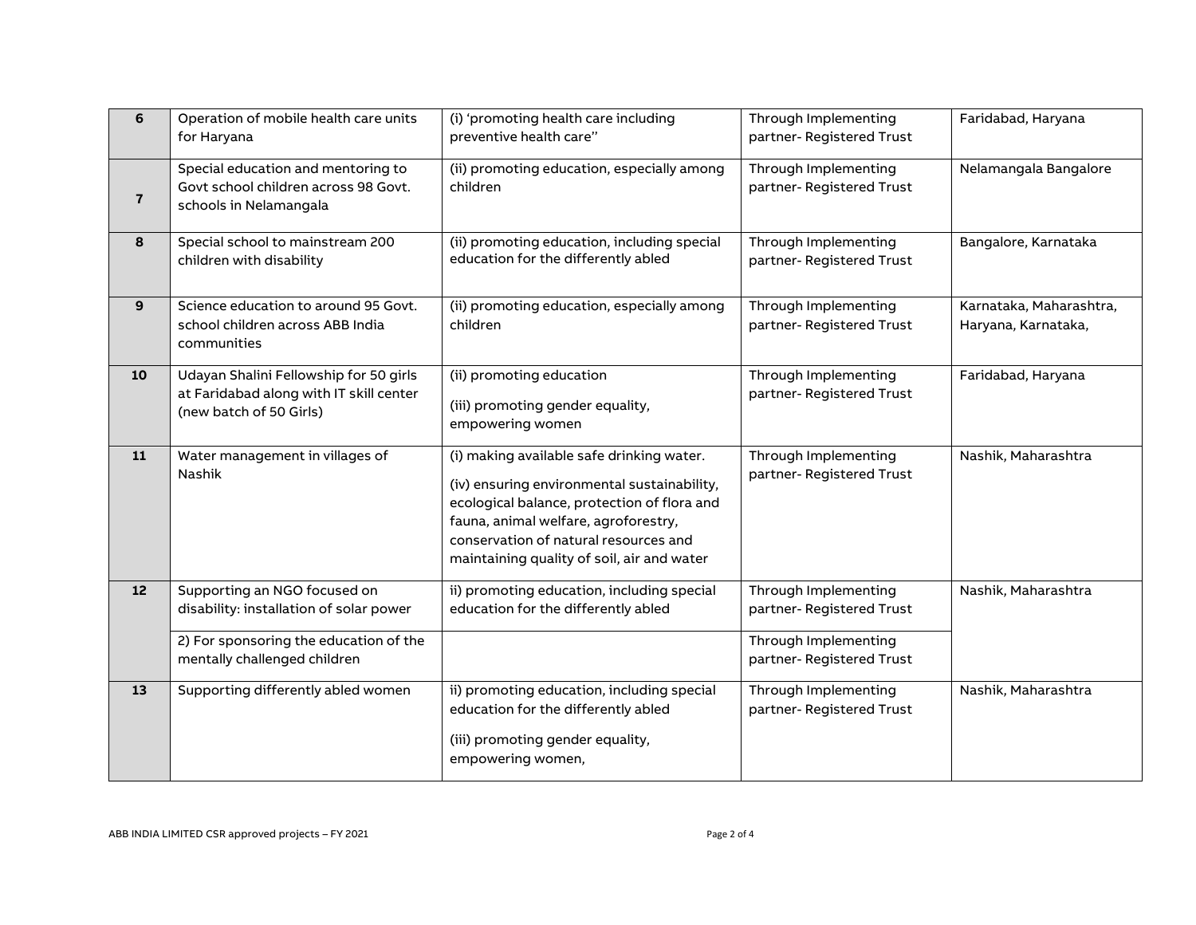| 6 | Operation of mobile health care units for Haryana | (i) 'promoting health care including preventive health care" | Through Implementing partner- Registered Trust | Faridabad, Haryana |
|---|---|---|---|---|
| 7 | Special education and mentoring to Govt school children across 98 Govt. schools in Nelamangala | (ii) promoting education, especially among children | Through Implementing partner- Registered Trust | Nelamangala Bangalore |
| 8 | Special school to mainstream 200 children with disability | (ii) promoting education, including special education for the differently abled | Through Implementing partner- Registered Trust | Bangalore, Karnataka |
| 9 | Science education to around 95 Govt. school children across ABB India communities | (ii) promoting education, especially among children | Through Implementing partner- Registered Trust | Karnataka, Maharashtra, Haryana, Karnataka, |
| 10 | Udayan Shalini Fellowship for 50 girls at Faridabad along with IT skill center (new batch of 50 Girls) | (ii) promoting education<br><br>(iii) promoting gender equality, empowering women | Through Implementing partner- Registered Trust | Faridabad, Haryana |
| 11 | Water management in villages of Nashik | (i) making available safe drinking water.<br><br>(iv) ensuring environmental sustainability, ecological balance, protection of flora and fauna, animal welfare, agroforestry, conservation of natural resources and maintaining quality of soil, air and water | Through Implementing partner- Registered Trust | Nashik, Maharashtra |
| 12 | Supporting an NGO focused on disability: installation of solar power | ii) promoting education, including special education for the differently abled | Through Implementing partner- Registered Trust | Nashik, Maharashtra |
| | 2) For sponsoring the education of the mentally challenged children | | Through Implementing partner- Registered Trust | |
| 13 | Supporting differently abled women | ii) promoting education, including special education for the differently abled<br><br>(iii) promoting gender equality, empowering women, | Through Implementing partner- Registered Trust | Nashik, Maharashtra |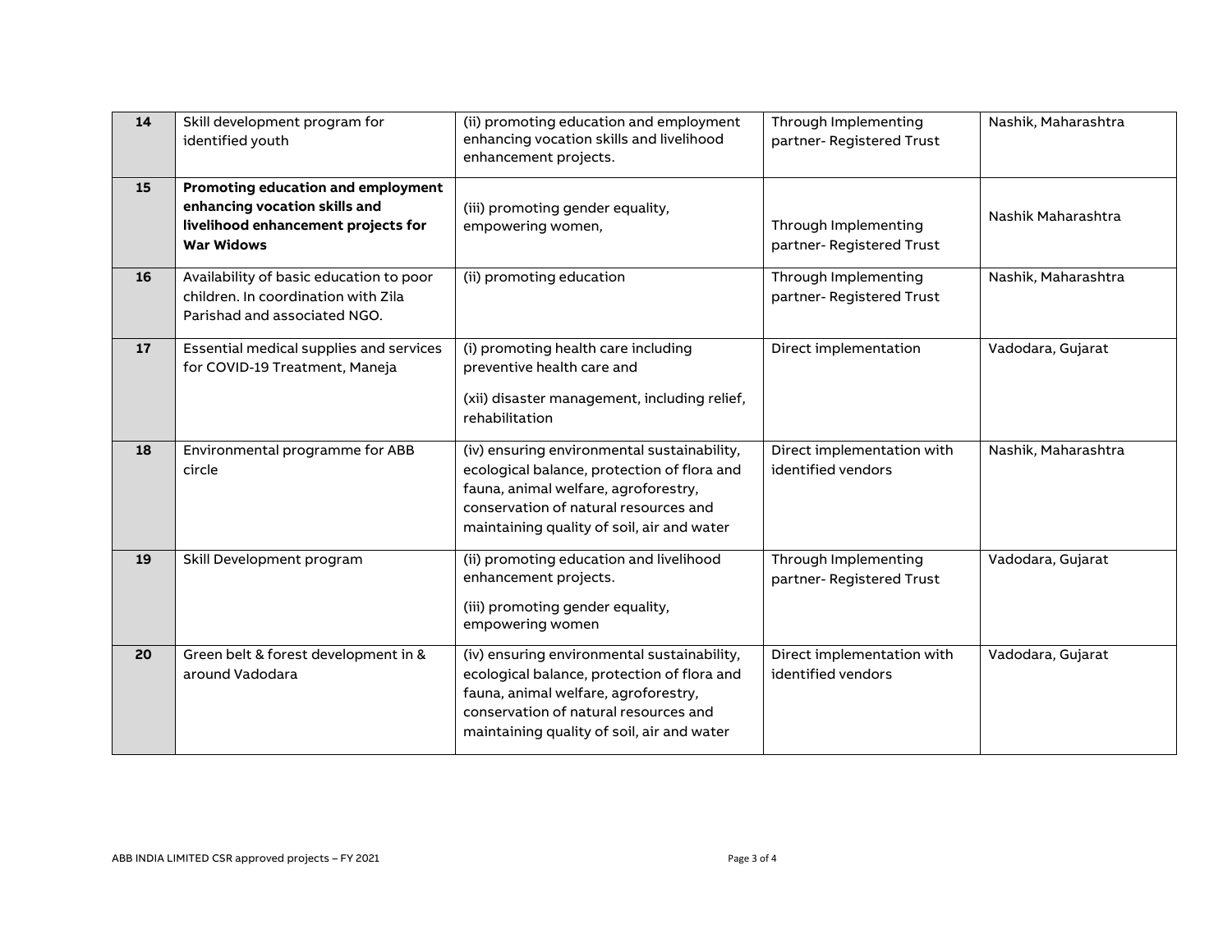| 14 | Skill development program for identified youth | (ii) promoting education and employment enhancing vocation skills and livelihood enhancement projects. | Through Implementing partner- Registered Trust | Nashik, Maharashtra |
|---|---|---|---|---|
| 15 | **Promoting education and employment enhancing vocation skills and livelihood enhancement projects for War Widows** | (iii) promoting gender equality, empowering women, | Through Implementing partner- Registered Trust | Nashik Maharashtra |
| 16 | Availability of basic education to poor children. In coordination with Zila Parishad and associated NGO. | (ii) promoting education | Through Implementing partner- Registered Trust | Nashik, Maharashtra |
| 17 | Essential medical supplies and services for COVID-19 Treatment, Maneja | (i) promoting health care including preventive health care and<br><br>(xii) disaster management, including relief, rehabilitation | Direct implementation | Vadodara, Gujarat |
| 18 | Environmental programme for ABB circle | (iv) ensuring environmental sustainability, ecological balance, protection of flora and fauna, animal welfare, agroforestry, conservation of natural resources and maintaining quality of soil, air and water | Direct implementation with identified vendors | Nashik, Maharashtra |
| 19 | Skill Development program | (ii) promoting education and livelihood enhancement projects.<br><br>(iii) promoting gender equality, empowering women | Through Implementing partner- Registered Trust | Vadodara, Gujarat |
| 20 | Green belt & forest development in & around Vadodara | (iv) ensuring environmental sustainability, ecological balance, protection of flora and fauna, animal welfare, agroforestry, conservation of natural resources and maintaining quality of soil, air and water | Direct implementation with identified vendors | Vadodara, Gujarat |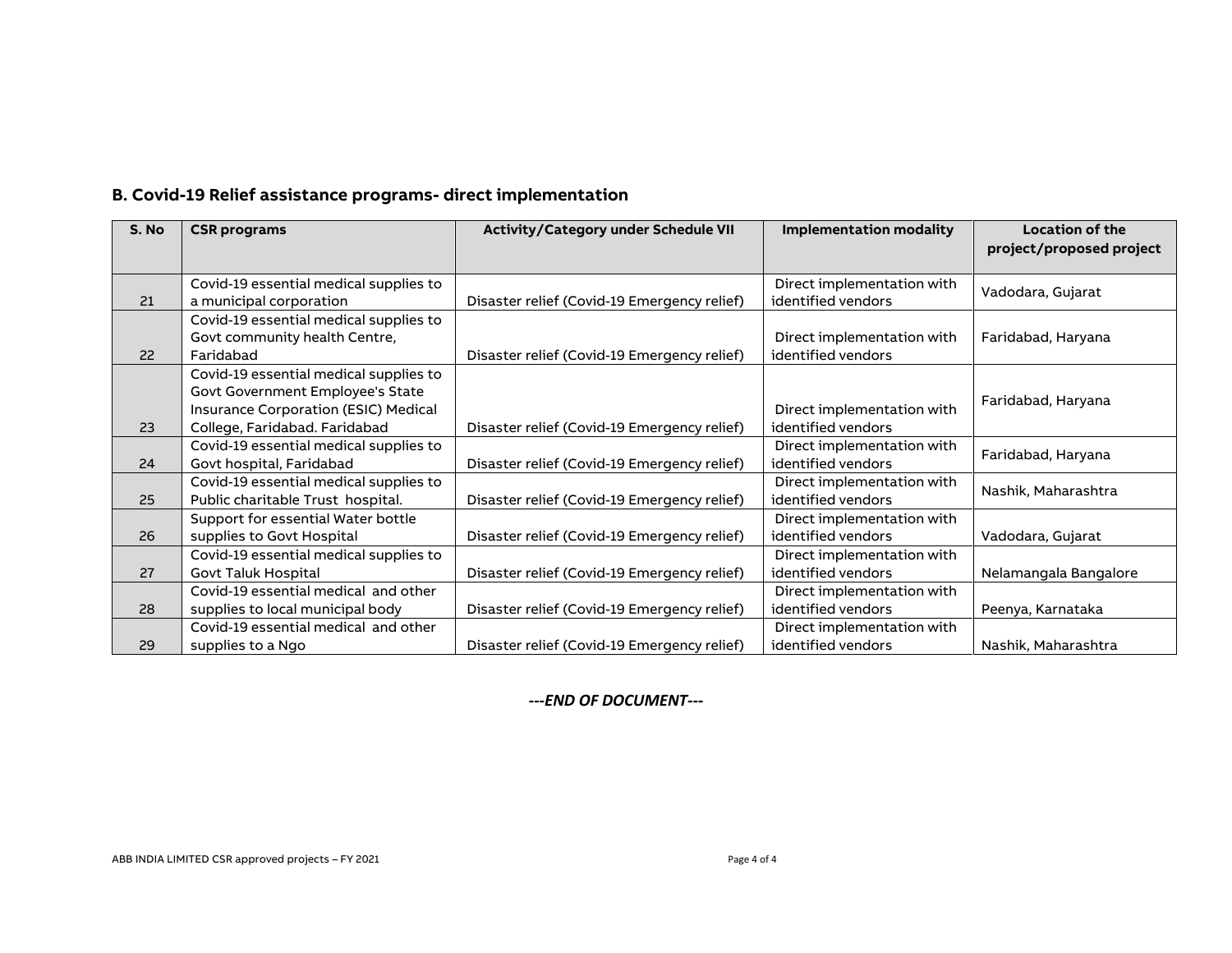## B. Covid-19 Relief assistance programs- direct implementation

| S. No | CSR programs | Activity/Category under Schedule VII | Implementation modality | Location of the project/proposed project |
|---|---|---|---|---|
| 21 | Covid-19 essential medical supplies to a municipal corporation | Disaster relief (Covid-19 Emergency relief) | Direct implementation with identified vendors | Vadodara, Gujarat |
| 22 | Covid-19 essential medical supplies to Govt community health Centre, Faridabad | Disaster relief (Covid-19 Emergency relief) | Direct implementation with identified vendors | Faridabad, Haryana |
| 23 | Covid-19 essential medical supplies to Govt Government Employee's State Insurance Corporation (ESIC) Medical College, Faridabad. Faridabad | Disaster relief (Covid-19 Emergency relief) | Direct implementation with identified vendors | Faridabad, Haryana |
| 24 | Covid-19 essential medical supplies to Govt hospital, Faridabad | Disaster relief (Covid-19 Emergency relief) | Direct implementation with identified vendors | Faridabad, Haryana |
| 25 | Covid-19 essential medical supplies to Public charitable Trust hospital. | Disaster relief (Covid-19 Emergency relief) | Direct implementation with identified vendors | Nashik, Maharashtra |
| 26 | Support for essential Water bottle supplies to Govt Hospital | Disaster relief (Covid-19 Emergency relief) | Direct implementation with identified vendors | Vadodara, Gujarat |
| 27 | Covid-19 essential medical supplies to Govt Taluk Hospital | Disaster relief (Covid-19 Emergency relief) | Direct implementation with identified vendors | Nelamangala Bangalore |
| 28 | Covid-19 essential medical and other supplies to local municipal body | Disaster relief (Covid-19 Emergency relief) | Direct implementation with identified vendors | Peenya, Karnataka |
| 29 | Covid-19 essential medical and other supplies to a Ngo | Disaster relief (Covid-19 Emergency relief) | Direct implementation with identified vendors | Nashik, Maharashtra |

***---END OF DOCUMENT---***